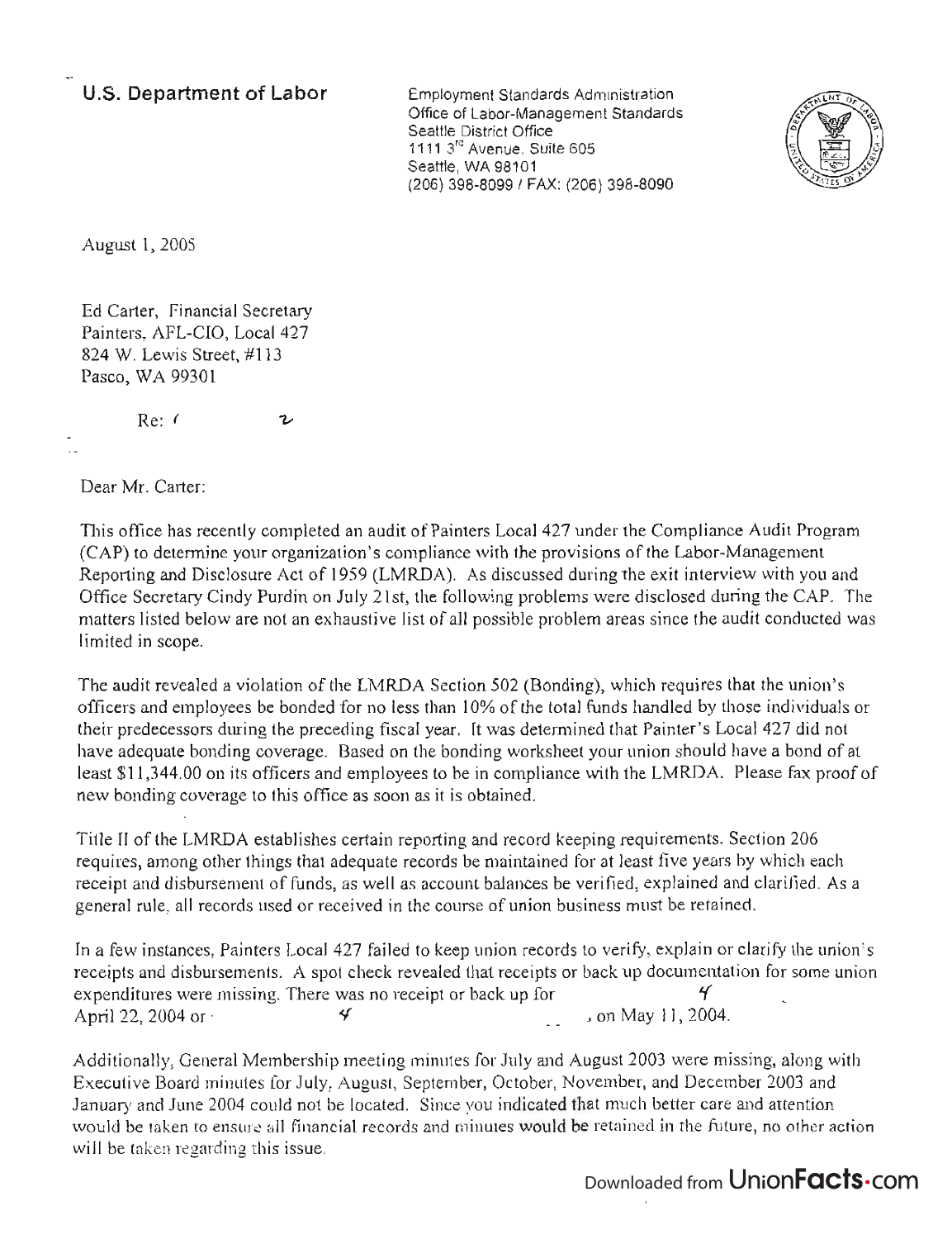**U.S. Department of Labor**

Employment Standards Administration
Office of Labor-Management Standards
Seattle District Office
1111 3rd Avenue. Suite 605
Seattle, WA 98101
(206) 398-8099 / FAX: (206) 398-8090

August 1, 2005

Ed Carter, Financial Secretary
Painters, AFL-CIO, Local 427
824 W. Lewis Street, #113
Pasco, WA 99301

Re: (

Dear Mr. Carter:

This office has recently completed an audit of Painters Local 427 under the Compliance Audit Program (CAP) to determine your organization's compliance with the provisions of the Labor-Management Reporting and Disclosure Act of 1959 (LMRDA). As discussed during the exit interview with you and Office Secretary Cindy Purdin on July 21st, the following problems were disclosed during the CAP. The matters listed below are not an exhaustive list of all possible problem areas since the audit conducted was limited in scope.

The audit revealed a violation of the LMRDA Section 502 (Bonding), which requires that the union's officers and employees be bonded for no less than 10% of the total funds handled by those individuals or their predecessors during the preceding fiscal year. It was determined that Painter's Local 427 did not have adequate bonding coverage. Based on the bonding worksheet your union should have a bond of at least $11,344.00 on its officers and employees to be in compliance with the LMRDA. Please fax proof of new bonding coverage to this office as soon as it is obtained.

Title II of the LMRDA establishes certain reporting and record keeping requirements. Section 206 requires, among other things that adequate records be maintained for at least five years by which each receipt and disbursement of funds, as well as account balances be verified, explained and clarified. As a general rule, all records used or received in the course of union business must be retained.

In a few instances, Painters Local 427 failed to keep union records to verify, explain or clarify the union's receipts and disbursements. A spot check revealed that receipts or back up documentation for some union expenditures were missing. There was no receipt or back up for April 22, 2004 or , on May 11, 2004.

Additionally, General Membership meeting minutes for July and August 2003 were missing, along with Executive Board minutes for July, August, September, October, November, and December 2003 and January and June 2004 could not be located. Since you indicated that much better care and attention would be taken to ensure all financial records and minutes would be retained in the future, no other action will be taken regarding this issue.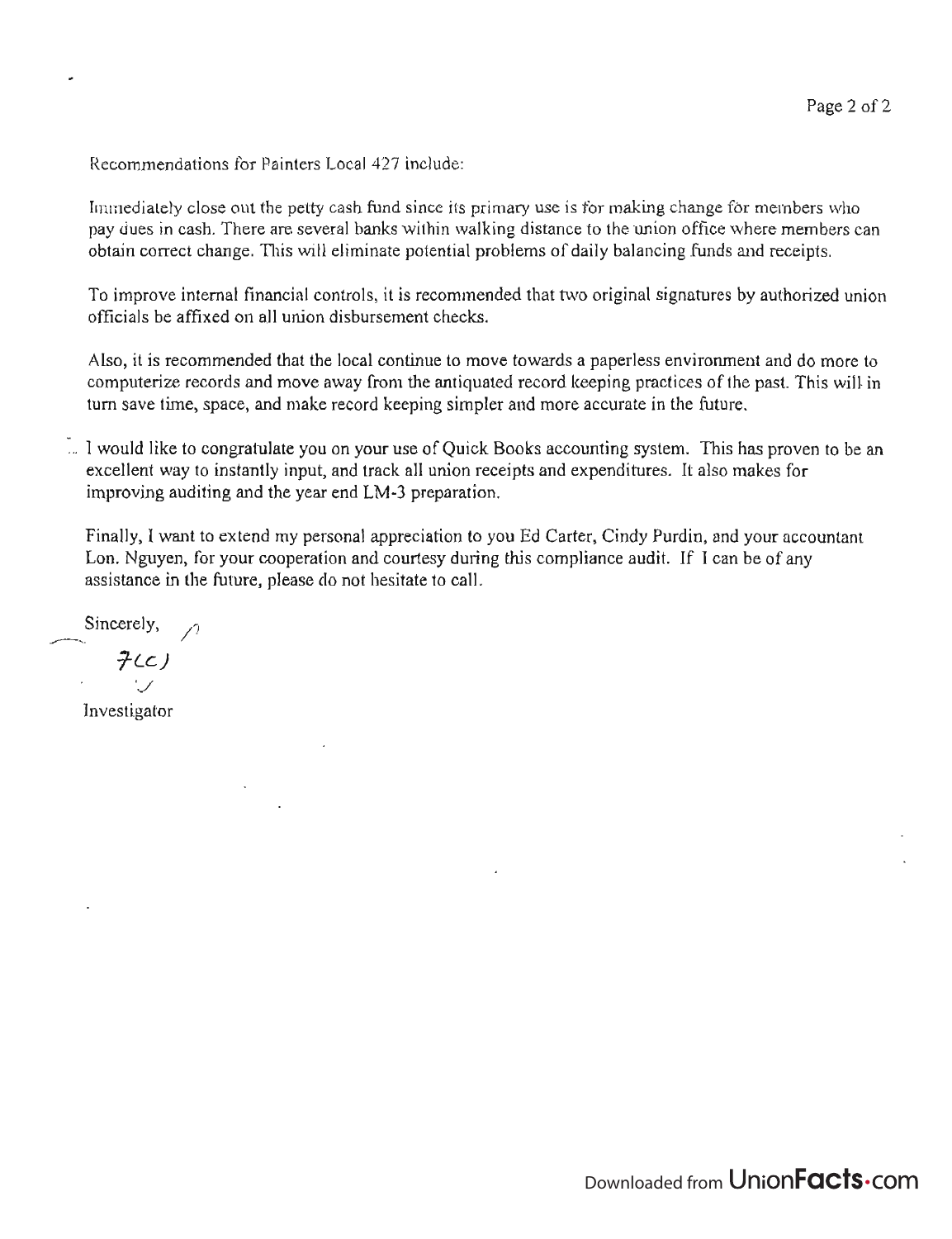Recommendations for Painters Local 427 include:

Immediately close out the petty cash fund since its primary use is for making change for members who pay dues in cash. There are several banks within walking distance to the union office where members can obtain correct change. This will eliminate potential problems of daily balancing funds and receipts.

To improve internal financial controls, it is recommended that two original signatures by authorized union officials be affixed on all union disbursement checks.

Also, it is recommended that the local continue to move towards a paperless environment and do more to computerize records and move away from the antiquated record keeping practices of the past. This will in turn save time, space, and make record keeping simpler and more accurate in the future.

I would like to congratulate you on your use of Quick Books accounting system. This has proven to be an excellent way to instantly input, and track all union receipts and expenditures. It also makes for improving auditing and the year end LM-3 preparation.

Finally, I want to extend my personal appreciation to you Ed Carter, Cindy Purdin, and your accountant Lon. Nguyen, for your cooperation and courtesy during this compliance audit. If I can be of any assistance in the future, please do not hesitate to call.

Sincerely,

7(c)

Investigator

Downloaded from UnionFacts.com